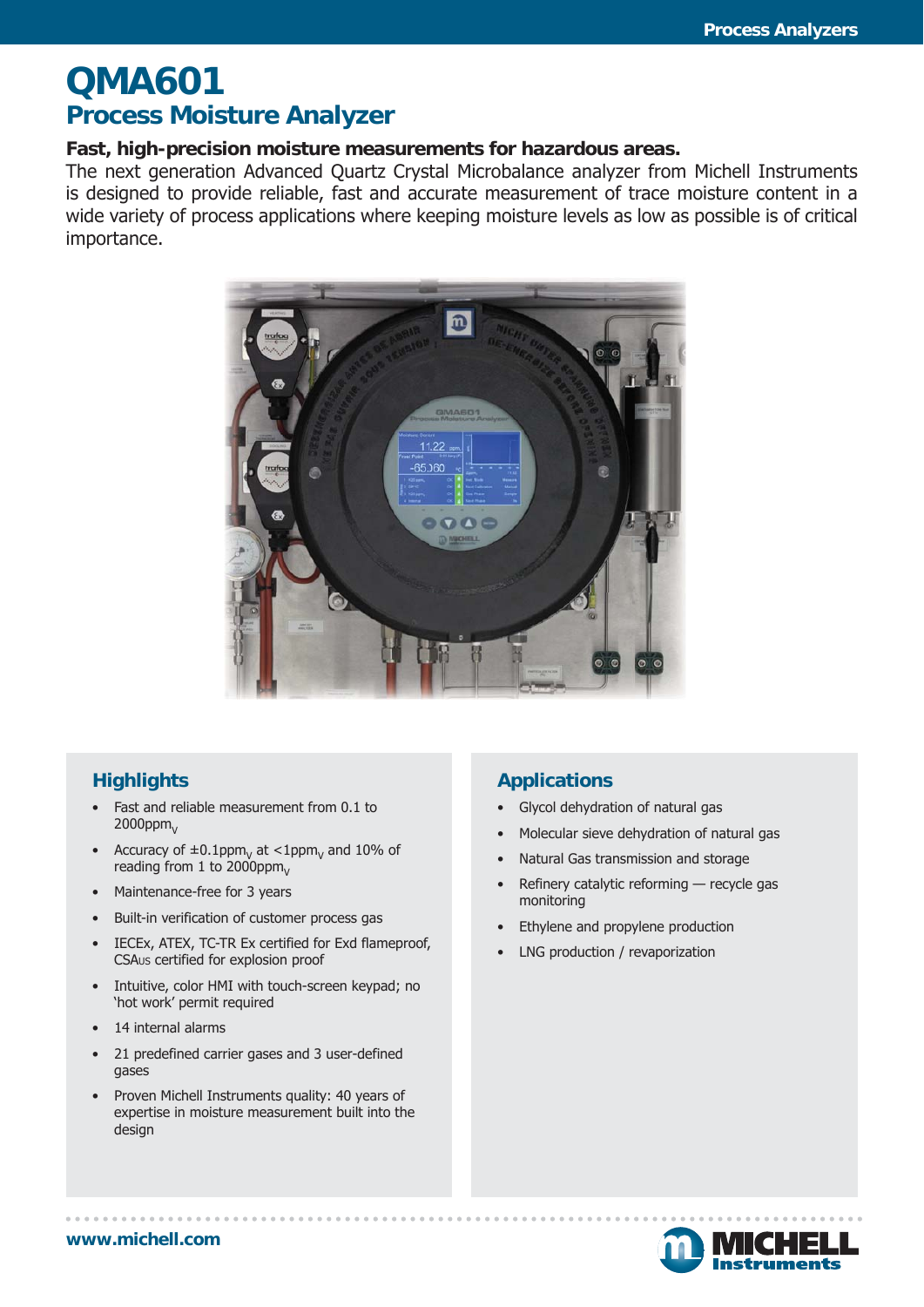# QMA601

## Process Moisture Analyzer

**Fast, high-precision moisture measurements for hazardous areas.**

The next generation Advanced Quartz Crystal Microbalance analyzer from Michell Instruments is designed to provide reliable, fast and accurate measurement of trace moisture content in a wide variety of process applications where keeping moisture levels as low as possible is of critical importance.

### Highlights

- Fast and reliable measurement from 0.1 to 2000ppm$_V$
- Accuracy of ±0.1ppm$_V$ at <1ppm$_V$ and 10% of reading from 1 to 2000ppm$_V$
- Maintenance-free for 3 years
- Built-in verification of customer process gas
- IECEx, ATEX, TC-TR Ex certified for Exd flameproof, CSAUS certified for explosion proof
- Intuitive, color HMI with touch-screen keypad; no 'hot work' permit required
- 14 internal alarms
- 21 predefined carrier gases and 3 user-defined gases
- Proven Michell Instruments quality: 40 years of expertise in moisture measurement built into the design

### Applications

- Glycol dehydration of natural gas
- Molecular sieve dehydration of natural gas
- Natural Gas transmission and storage
- Refinery catalytic reforming — recycle gas monitoring
- Ethylene and propylene production
- LNG production / revaporization

www.michell.com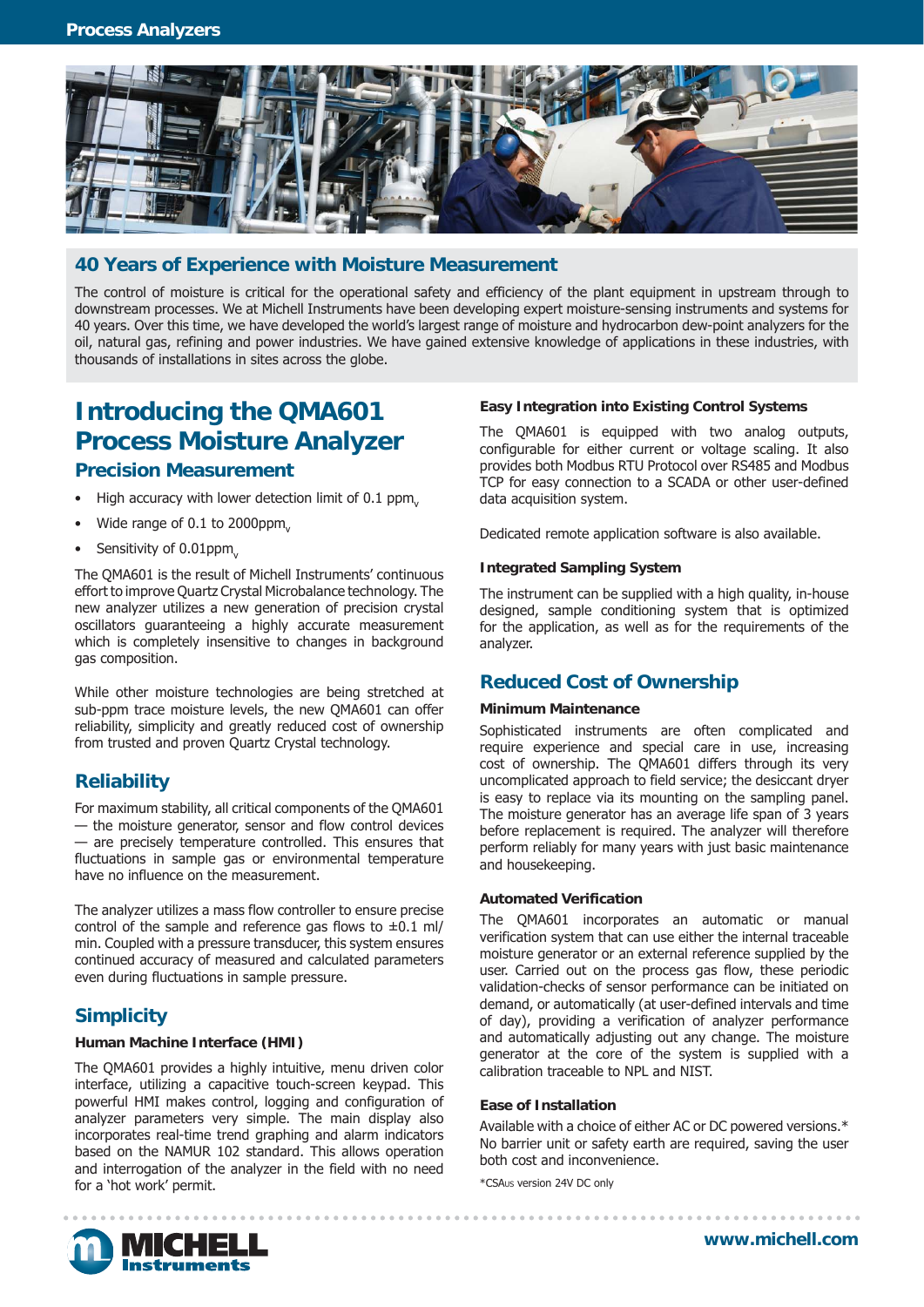## 40 Years of Experience with Moisture Measurement

The control of moisture is critical for the operational safety and efficiency of the plant equipment in upstream through to downstream processes. We at Michell Instruments have been developing expert moisture-sensing instruments and systems for 40 years. Over this time, we have developed the world's largest range of moisture and hydrocarbon dew-point analyzers for the oil, natural gas, refining and power industries. We have gained extensive knowledge of applications in these industries, with thousands of installations in sites across the globe.

# Introducing the QMA601 Process Moisture Analyzer

## Precision Measurement

- High accuracy with lower detection limit of 0.1 $ppm_v$
- Wide range of 0.1 to 2000$ppm_v$
- Sensitivity of 0.01$ppm_v$

The QMA601 is the result of Michell Instruments' continuous effort to improve Quartz Crystal Microbalance technology. The new analyzer utilizes a new generation of precision crystal oscillators guaranteeing a highly accurate measurement which is completely insensitive to changes in background gas composition.

While other moisture technologies are being stretched at sub-ppm trace moisture levels, the new QMA601 can offer reliability, simplicity and greatly reduced cost of ownership from trusted and proven Quartz Crystal technology.

## Reliability

For maximum stability, all critical components of the QMA601 — the moisture generator, sensor and flow control devices — are precisely temperature controlled. This ensures that fluctuations in sample gas or environmental temperature have no influence on the measurement.

The analyzer utilizes a mass flow controller to ensure precise control of the sample and reference gas flows to ±0.1 ml/min. Coupled with a pressure transducer, this system ensures continued accuracy of measured and calculated parameters even during fluctuations in sample pressure.

## Simplicity

### Human Machine Interface (HMI)

The QMA601 provides a highly intuitive, menu driven color interface, utilizing a capacitive touch-screen keypad. This powerful HMI makes control, logging and configuration of analyzer parameters very simple. The main display also incorporates real-time trend graphing and alarm indicators based on the NAMUR 102 standard. This allows operation and interrogation of the analyzer in the field with no need for a 'hot work' permit.

### Easy Integration into Existing Control Systems

The QMA601 is equipped with two analog outputs, configurable for either current or voltage scaling. It also provides both Modbus RTU Protocol over RS485 and Modbus TCP for easy connection to a SCADA or other user-defined data acquisition system.

Dedicated remote application software is also available.

### Integrated Sampling System

The instrument can be supplied with a high quality, in-house designed, sample conditioning system that is optimized for the application, as well as for the requirements of the analyzer.

## Reduced Cost of Ownership

### Minimum Maintenance

Sophisticated instruments are often complicated and require experience and special care in use, increasing cost of ownership. The QMA601 differs through its very uncomplicated approach to field service; the desiccant dryer is easy to replace via its mounting on the sampling panel. The moisture generator has an average life span of 3 years before replacement is required. The analyzer will therefore perform reliably for many years with just basic maintenance and housekeeping.

### Automated Verification

The QMA601 incorporates an automatic or manual verification system that can use either the internal traceable moisture generator or an external reference supplied by the user. Carried out on the process gas flow, these periodic validation-checks of sensor performance can be initiated on demand, or automatically (at user-defined intervals and time of day), providing a verification of analyzer performance and automatically adjusting out any change. The moisture generator at the core of the system is supplied with a calibration traceable to NPL and NIST.

### Ease of Installation

Available with a choice of either AC or DC powered versions.* No barrier unit or safety earth are required, saving the user both cost and inconvenience.

*CSAus version 24V DC only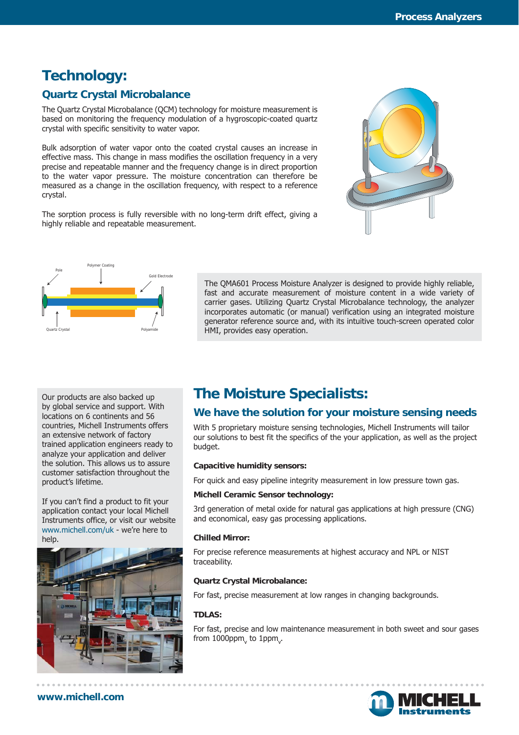# Technology:

## Quartz Crystal Microbalance

The Quartz Crystal Microbalance (QCM) technology for moisture measurement is based on monitoring the frequency modulation of a hygroscopic-coated quartz crystal with specific sensitivity to water vapor.

Bulk adsorption of water vapor onto the coated crystal causes an increase in effective mass. This change in mass modifies the oscillation frequency in a very precise and repeatable manner and the frequency change is in direct proportion to the water vapor pressure. The moisture concentration can therefore be measured as a change in the oscillation frequency, with respect to a reference crystal.

The sorption process is fully reversible with no long-term drift effect, giving a highly reliable and repeatable measurement.

Pole
Polymer Coating
Gold Electrode
Quartz Crystal
Polyamide

The QMA601 Process Moisture Analyzer is designed to provide highly reliable, fast and accurate measurement of moisture content in a wide variety of carrier gases. Utilizing Quartz Crystal Microbalance technology, the analyzer incorporates automatic (or manual) verification using an integrated moisture generator reference source and, with its intuitive touch-screen operated color HMI, provides easy operation.

Our products are also backed up by global service and support. With locations on 6 continents and 56 countries, Michell Instruments offers an extensive network of factory trained application engineers ready to analyze your application and deliver the solution. This allows us to assure customer satisfaction throughout the product's lifetime.

If you can't find a product to fit your application contact your local Michell Instruments office, or visit our website www.michell.com/uk - we're here to help.

# The Moisture Specialists:

## We have the solution for your moisture sensing needs

With 5 proprietary moisture sensing technologies, Michell Instruments will tailor our solutions to best fit the specifics of the your application, as well as the project budget.

**Capacitive humidity sensors:**

For quick and easy pipeline integrity measurement in low pressure town gas.

**Michell Ceramic Sensor technology:**

3rd generation of metal oxide for natural gas applications at high pressure (CNG) and economical, easy gas processing applications.

**Chilled Mirror:**

For precise reference measurements at highest accuracy and NPL or NIST traceability.

**Quartz Crystal Microbalance:**

For fast, precise measurement at low ranges in changing backgrounds.

**TDLAS:**

For fast, precise and low maintenance measurement in both sweet and sour gases from $1000\text{ppm}_v$ to $1\text{ppm}_v$.

www.michell.com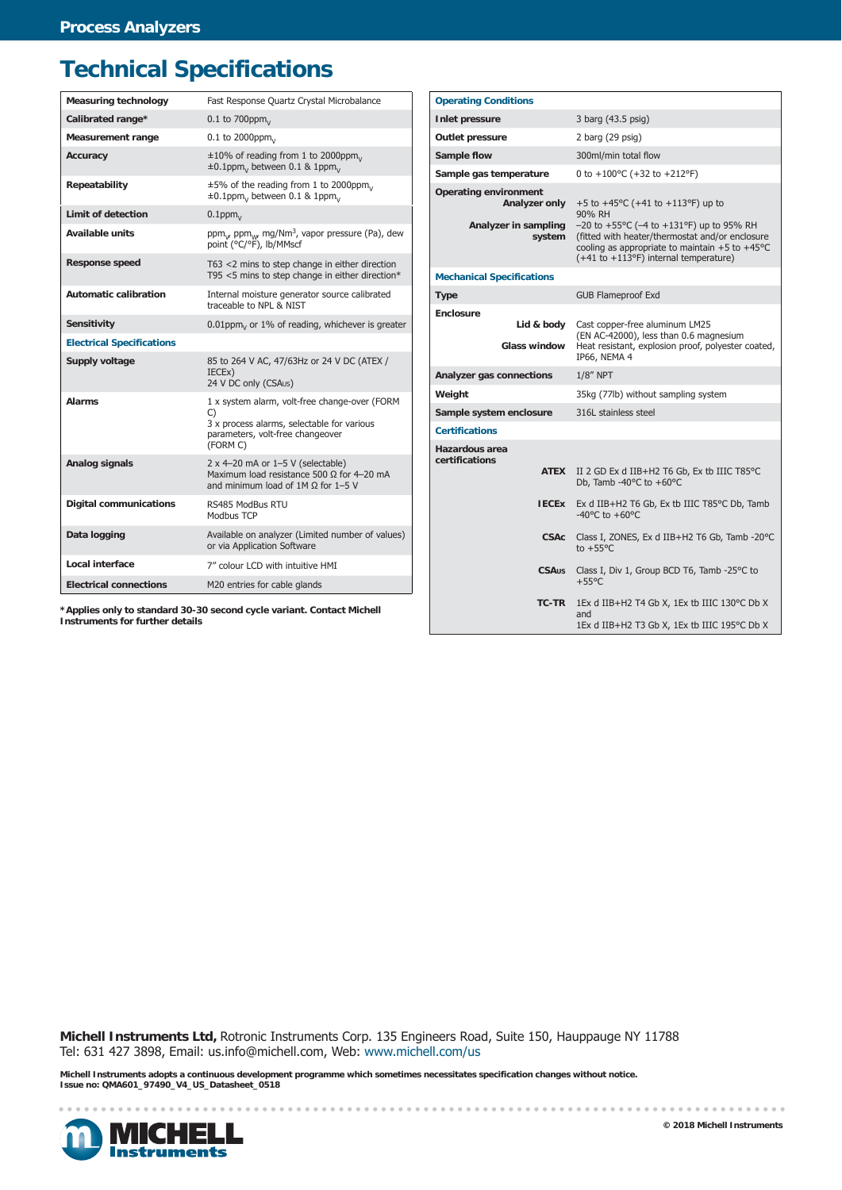# Technical Specifications

| | |
|---|---|
| **Measuring technology** | Fast Response Quartz Crystal Microbalance |
| **Calibrated range*** | 0.1 to 700ppm$_V$ |
| **Measurement range** | 0.1 to 2000ppm$_V$ |
| **Accuracy** | ±10% of reading from 1 to 2000ppm$_V$<br>±0.1ppm$_V$ between 0.1 & 1ppm$_V$ |
| **Repeatability** | ±5% of the reading from 1 to 2000ppm$_V$<br>±0.1ppm$_V$ between 0.1 & 1ppm$_V$ |
| **Limit of detection** | 0.1ppm$_V$ |
| **Available units** | ppm$_V$, ppm$_W$, mg/Nm$^3$, vapor pressure (Pa), dew point (°C/°F), lb/MMscf |
| **Response speed** | T63 <2 mins to step change in either direction<br>T95 <5 mins to step change in either direction* |
| **Automatic calibration** | Internal moisture generator source calibrated traceable to NPL & NIST |
| **Sensitivity** | 0.01ppm$_V$ or 1% of reading, whichever is greater |
| **Electrical Specifications** | |
| **Supply voltage** | 85 to 264 V AC, 47/63Hz or 24 V DC (ATEX / IECEx)<br>24 V DC only (CSAus) |
| **Alarms** | 1 x system alarm, volt-free change-over (FORM C)<br>3 x process alarms, selectable for various parameters, volt-free changeover (FORM C) |
| **Analog signals** | 2 x 4–20 mA or 1–5 V (selectable)<br>Maximum load resistance 500 Ω for 4–20 mA and minimum load of 1M Ω for 1–5 V |
| **Digital communications** | RS485 ModBus RTU<br>Modbus TCP |
| **Data logging** | Available on analyzer (Limited number of values) or via Application Software |
| **Local interface** | 7” colour LCD with intuitive HMI |
| **Electrical connections** | M20 entries for cable glands |

**\* Applies only to standard 30-30 second cycle variant. Contact Michell Instruments for further details**

| | |
|---|---|
| **Operating Conditions** | |
| **Inlet pressure** | 3 barg (43.5 psig) |
| **Outlet pressure** | 2 barg (29 psig) |
| **Sample flow** | 300ml/min total flow |
| **Sample gas temperature** | 0 to +100°C (+32 to +212°F) |
| **Operating environment** — **Analyzer only** | +5 to +45°C (+41 to +113°F) up to 90% RH |
| **Analyzer in sampling system** | –20 to +55°C (–4 to +131°F) up to 95% RH (fitted with heater/thermostat and/or enclosure cooling as appropriate to maintain +5 to +45°C (+41 to +113°F) internal temperature) |
| **Mechanical Specifications** | |
| **Type** | GUB Flameproof Exd |
| **Enclosure** — **Lid & body** | Cast copper-free aluminum LM25 (EN AC-42000), less than 0.6 magnesium |
| **Glass window** | Heat resistant, explosion proof, polyester coated, IP66, NEMA 4 |
| **Analyzer gas connections** | 1/8” NPT |
| **Weight** | 35kg (77lb) without sampling system |
| **Sample system enclosure** | 316L stainless steel |
| **Certifications** | |
| **Hazardous area certifications** — **ATEX** | II 2 GD Ex d IIB+H2 T6 Gb, Ex tb IIIC T85°C Db, Tamb -40°C to +60°C |
| **IECEx** | Ex d IIB+H2 T6 Gb, Ex tb IIIC T85°C Db, Tamb -40°C to +60°C |
| **CSAc** | Class I, ZONES, Ex d IIB+H2 T6 Gb, Tamb -20°C to +55°C |
| **CSAus** | Class I, Div 1, Group BCD T6, Tamb -25°C to +55°C |
| **TC-TR** | 1Ex d IIB+H2 T4 Gb X, 1Ex tb IIIC 130°C Db X and<br>1Ex d IIB+H2 T3 Gb X, 1Ex tb IIIC 195°C Db X |

**Michell Instruments Ltd,** Rotronic Instruments Corp. 135 Engineers Road, Suite 150, Hauppauge NY 11788
Tel: 631 427 3898, Email: us.info@michell.com, Web: www.michell.com/us

**Michell Instruments adopts a continuous development programme which sometimes necessitates specification changes without notice.**
**Issue no: QMA601_97490_V4_US_Datasheet_0518**

**© 2018 Michell Instruments**